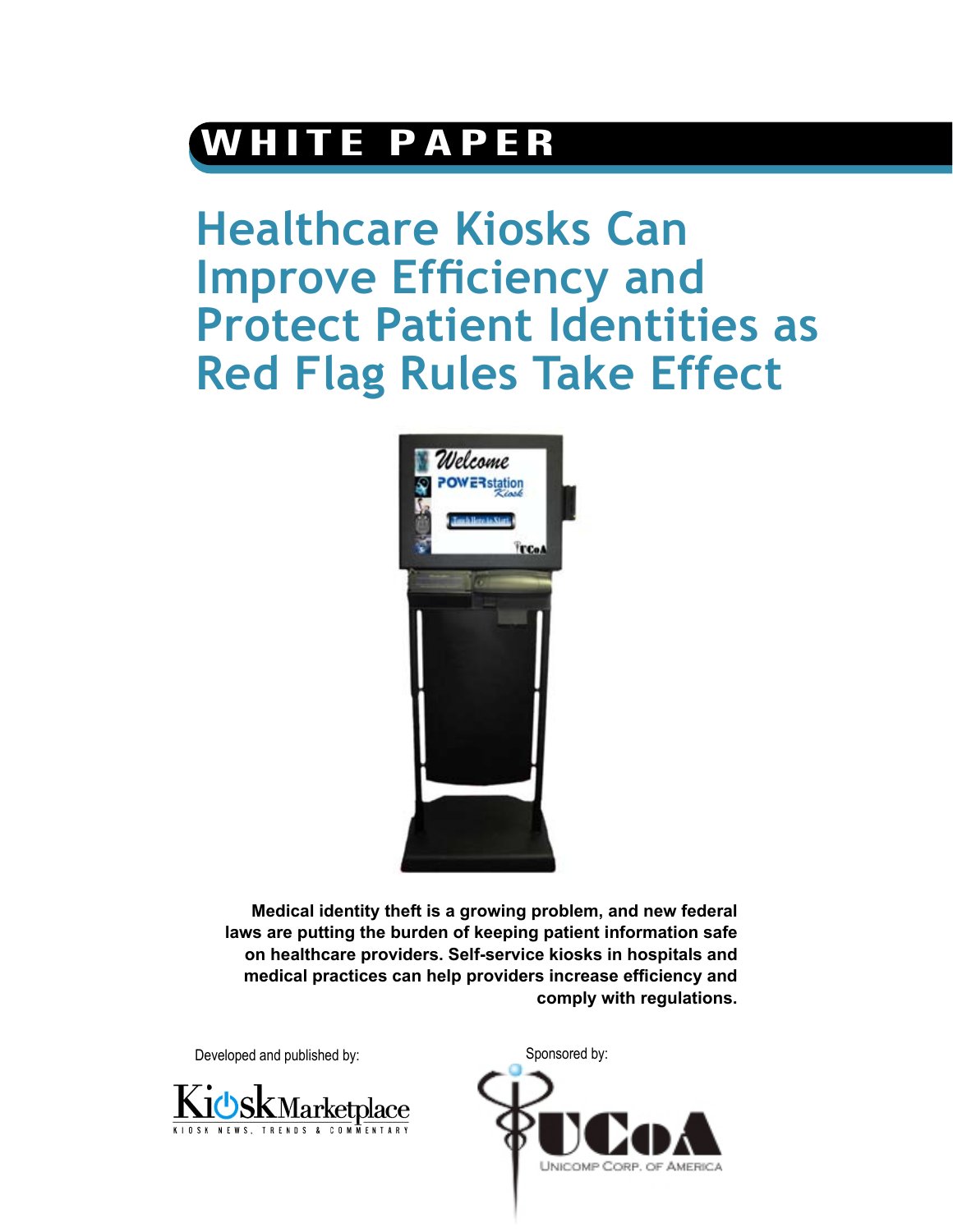WHITE PAPER

# Healthcare Kiosks Can Improve Efficiency and Protect Patient Identities as Red Flag Rules Take Effect

**Medical identity theft is a growing problem, and new federal laws are putting the burden of keeping patient information safe on healthcare providers. Self-service kiosks in hospitals and medical practices can help providers increase efficiency and comply with regulations.**

Developed and published by:

KioskMarketplace
KIOSK NEWS, TRENDS & COMMENTARY

Sponsored by:

UCoA
UNICOMP CORP. OF AMERICA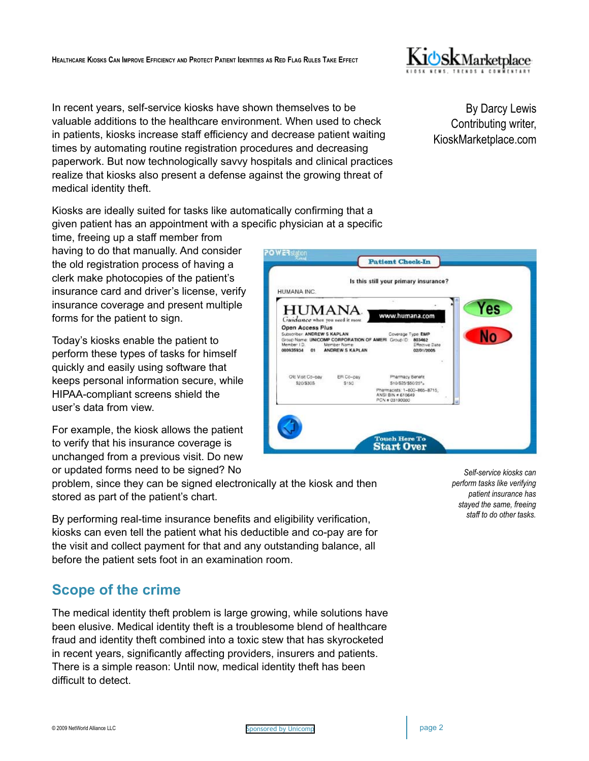By Darcy Lewis
Contributing writer,
KioskMarketplace.com

In recent years, self-service kiosks have shown themselves to be valuable additions to the healthcare environment. When used to check in patients, kiosks increase staff efficiency and decrease patient waiting times by automating routine registration procedures and decreasing paperwork. But now technologically savvy hospitals and clinical practices realize that kiosks also present a defense against the growing threat of medical identity theft.

Kiosks are ideally suited for tasks like automatically confirming that a given patient has an appointment with a specific physician at a specific time, freeing up a staff member from having to do that manually. And consider the old registration process of having a clerk make photocopies of the patient's insurance card and driver's license, verify insurance coverage and present multiple forms for the patient to sign.

Today's kiosks enable the patient to perform these types of tasks for himself quickly and easily using software that keeps personal information secure, while HIPAA-compliant screens shield the user's data from view.

For example, the kiosk allows the patient to verify that his insurance coverage is unchanged from a previous visit. Do new or updated forms need to be signed? No problem, since they can be signed electronically at the kiosk and then stored as part of the patient's chart.

*Self-service kiosks can perform tasks like verifying patient insurance has stayed the same, freeing staff to do other tasks.*

By performing real-time insurance benefits and eligibility verification, kiosks can even tell the patient what his deductible and co-pay are for the visit and collect payment for that and any outstanding balance, all before the patient sets foot in an examination room.

## Scope of the crime

The medical identity theft problem is large growing, while solutions have been elusive. Medical identity theft is a troublesome blend of healthcare fraud and identity theft combined into a toxic stew that has skyrocketed in recent years, significantly affecting providers, insurers and patients. There is a simple reason: Until now, medical identity theft has been difficult to detect.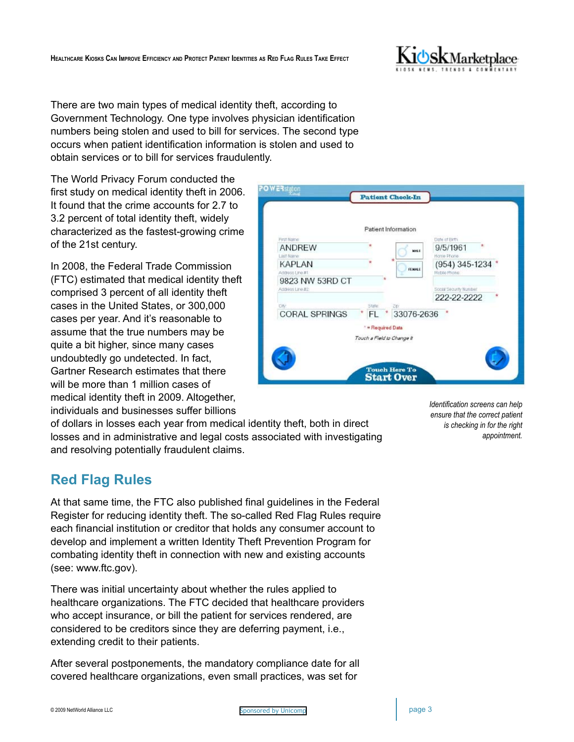There are two main types of medical identity theft, according to Government Technology. One type involves physician identification numbers being stolen and used to bill for services. The second type occurs when patient identification information is stolen and used to obtain services or to bill for services fraudulently.

The World Privacy Forum conducted the first study on medical identity theft in 2006. It found that the crime accounts for 2.7 to 3.2 percent of total identity theft, widely characterized as the fastest-growing crime of the 21st century.

In 2008, the Federal Trade Commission (FTC) estimated that medical identity theft comprised 3 percent of all identity theft cases in the United States, or 300,000 cases per year. And it's reasonable to assume that the true numbers may be quite a bit higher, since many cases undoubtedly go undetected. In fact, Gartner Research estimates that there will be more than 1 million cases of medical identity theft in 2009. Altogether, individuals and businesses suffer billions of dollars in losses each year from medical identity theft, both in direct losses and in administrative and legal costs associated with investigating and resolving potentially fraudulent claims.

*Identification screens can help ensure that the correct patient is checking in for the right appointment.*

## Red Flag Rules

At that same time, the FTC also published final guidelines in the Federal Register for reducing identity theft. The so-called Red Flag Rules require each financial institution or creditor that holds any consumer account to develop and implement a written Identity Theft Prevention Program for combating identity theft in connection with new and existing accounts (see: www.ftc.gov).

There was initial uncertainty about whether the rules applied to healthcare organizations. The FTC decided that healthcare providers who accept insurance, or bill the patient for services rendered, are considered to be creditors since they are deferring payment, i.e., extending credit to their patients.

After several postponements, the mandatory compliance date for all covered healthcare organizations, even small practices, was set for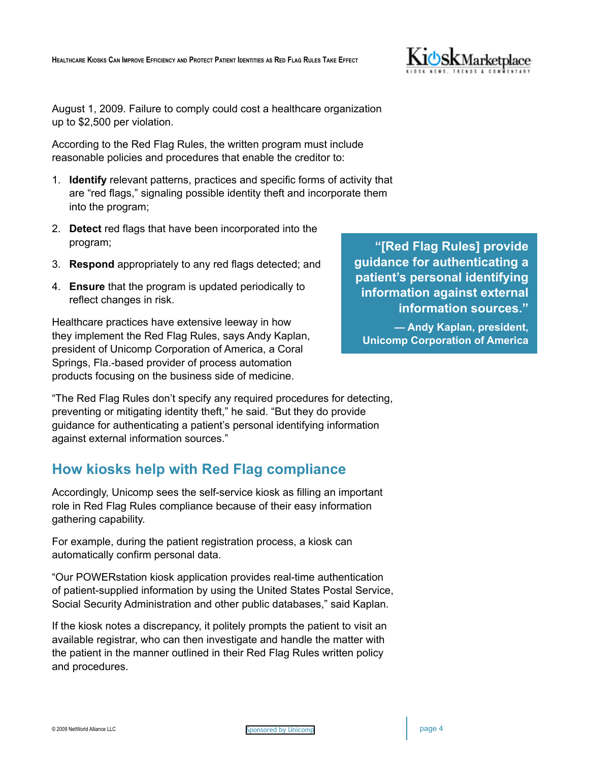August 1, 2009. Failure to comply could cost a healthcare organization up to $2,500 per violation.

According to the Red Flag Rules, the written program must include reasonable policies and procedures that enable the creditor to:

1. **Identify** relevant patterns, practices and specific forms of activity that are "red flags," signaling possible identity theft and incorporate them into the program;
2. **Detect** red flags that have been incorporated into the program;
3. **Respond** appropriately to any red flags detected; and
4. **Ensure** that the program is updated periodically to reflect changes in risk.

Healthcare practices have extensive leeway in how they implement the Red Flag Rules, says Andy Kaplan, president of Unicomp Corporation of America, a Coral Springs, Fla.-based provider of process automation products focusing on the business side of medicine.

> **"[Red Flag Rules] provide guidance for authenticating a patient's personal identifying information against external information sources."**
>
> **— Andy Kaplan, president, Unicomp Corporation of America**

"The Red Flag Rules don't specify any required procedures for detecting, preventing or mitigating identity theft," he said. "But they do provide guidance for authenticating a patient's personal identifying information against external information sources."

## How kiosks help with Red Flag compliance

Accordingly, Unicomp sees the self-service kiosk as filling an important role in Red Flag Rules compliance because of their easy information gathering capability.

For example, during the patient registration process, a kiosk can automatically confirm personal data.

"Our POWERstation kiosk application provides real-time authentication of patient-supplied information by using the United States Postal Service, Social Security Administration and other public databases," said Kaplan.

If the kiosk notes a discrepancy, it politely prompts the patient to visit an available registrar, who can then investigate and handle the matter with the patient in the manner outlined in their Red Flag Rules written policy and procedures.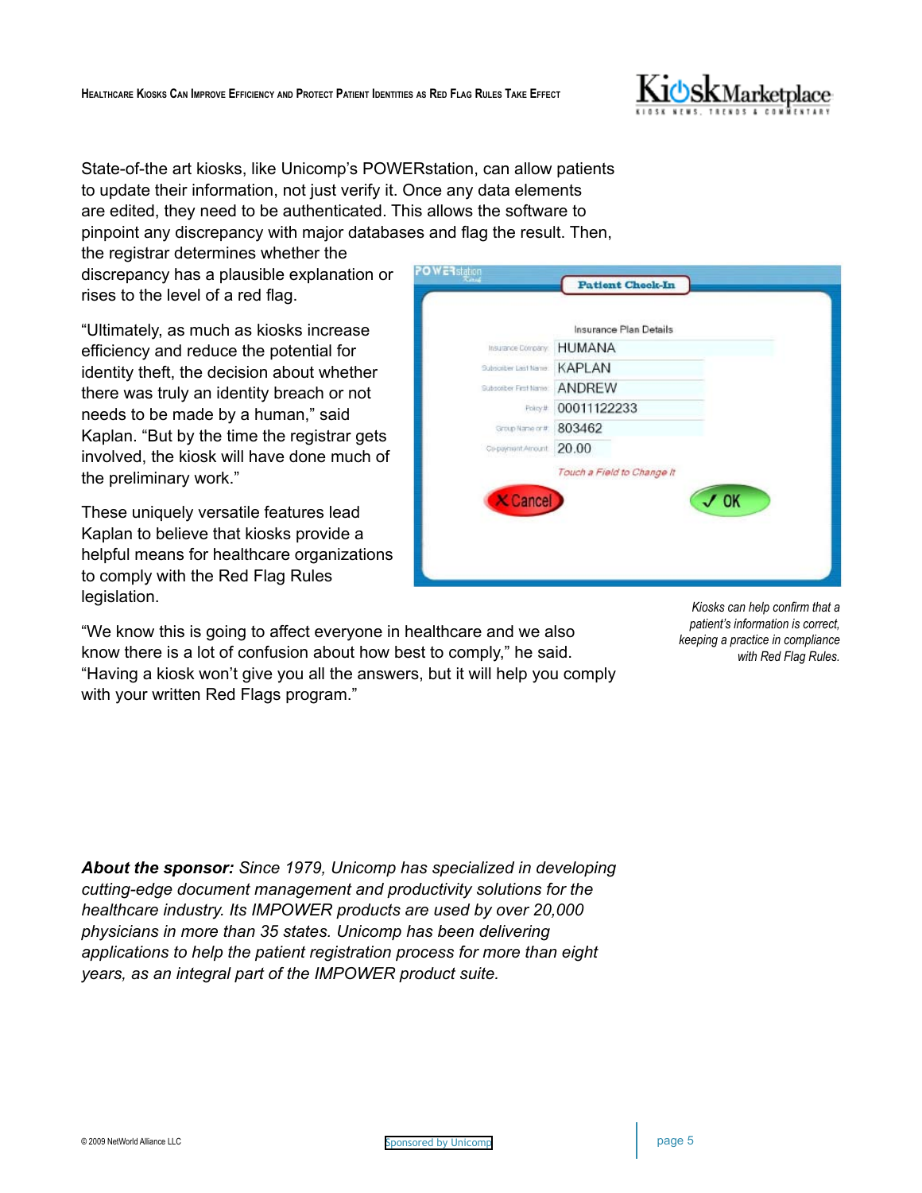State-of-the art kiosks, like Unicomp's POWERstation, can allow patients to update their information, not just verify it. Once any data elements are edited, they need to be authenticated. This allows the software to pinpoint any discrepancy with major databases and flag the result. Then, the registrar determines whether the discrepancy has a plausible explanation or rises to the level of a red flag.

"Ultimately, as much as kiosks increase efficiency and reduce the potential for identity theft, the decision about whether there was truly an identity breach or not needs to be made by a human," said Kaplan. "But by the time the registrar gets involved, the kiosk will have done much of the preliminary work."

These uniquely versatile features lead Kaplan to believe that kiosks provide a helpful means for healthcare organizations to comply with the Red Flag Rules legislation.

*Kiosks can help confirm that a patient's information is correct, keeping a practice in compliance with Red Flag Rules.*

"We know this is going to affect everyone in healthcare and we also know there is a lot of confusion about how best to comply," he said. "Having a kiosk won't give you all the answers, but it will help you comply with your written Red Flags program."

***About the sponsor:*** *Since 1979, Unicomp has specialized in developing cutting-edge document management and productivity solutions for the healthcare industry. Its IMPOWER products are used by over 20,000 physicians in more than 35 states. Unicomp has been delivering applications to help the patient registration process for more than eight years, as an integral part of the IMPOWER product suite.*